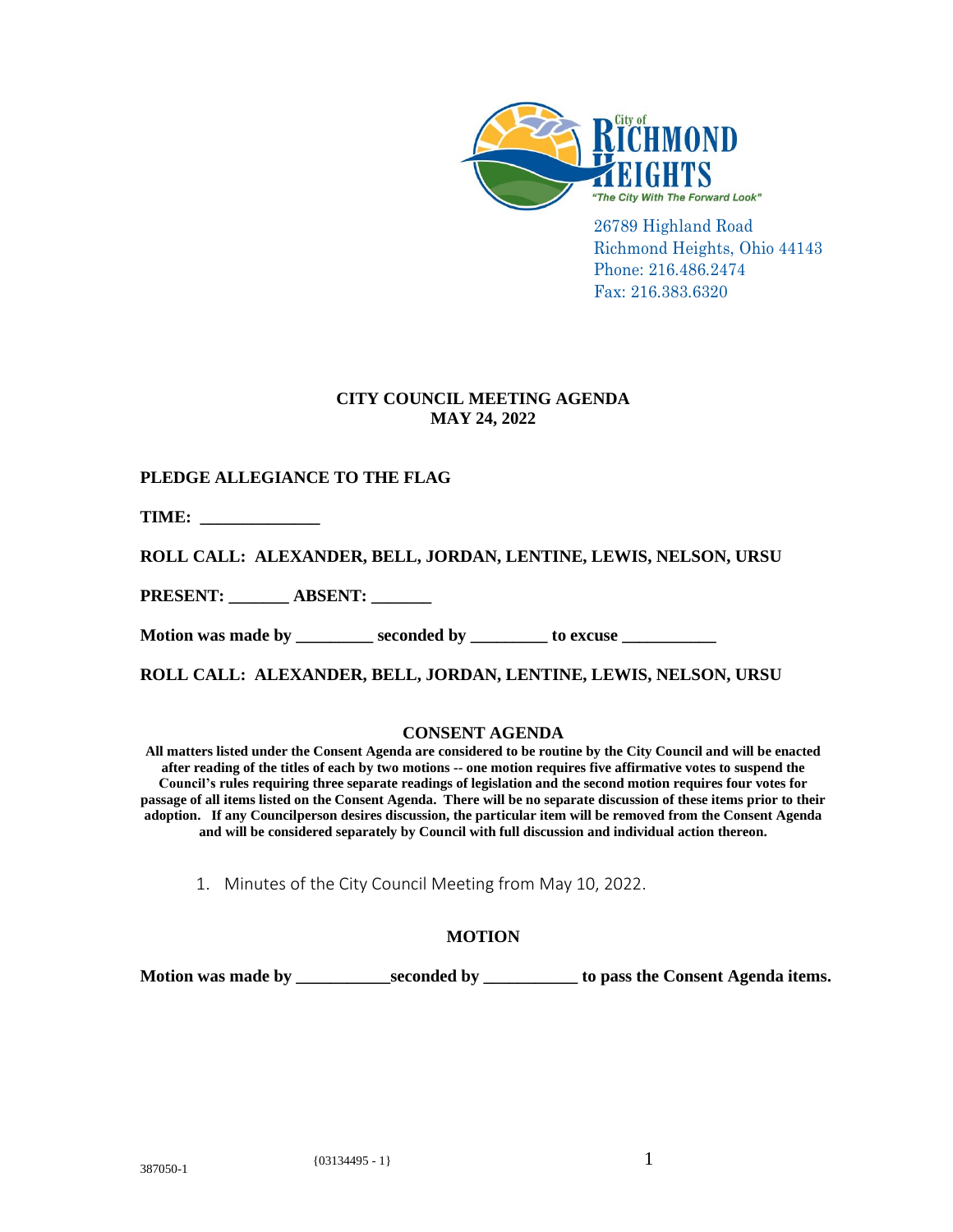City of RICHMOND HEIGHTS
"The City With The Forward Look"

26789 Highland Road
Richmond Heights, Ohio 44143
Phone: 216.486.2474
Fax: 216.383.6320

**CITY COUNCIL MEETING AGENDA**
**MAY 24, 2022**

**PLEDGE ALLEGIANCE TO THE FLAG**

**TIME: _____________**

**ROLL CALL: ALEXANDER, BELL, JORDAN, LENTINE, LEWIS, NELSON, URSU**

**PRESENT: _______ ABSENT: _______**

**Motion was made by _________ seconded by _________ to excuse ___________**

**ROLL CALL: ALEXANDER, BELL, JORDAN, LENTINE, LEWIS, NELSON, URSU**

## CONSENT AGENDA

**All matters listed under the Consent Agenda are considered to be routine by the City Council and will be enacted after reading of the titles of each by two motions -- one motion requires five affirmative votes to suspend the Council's rules requiring three separate readings of legislation and the second motion requires four votes for passage of all items listed on the Consent Agenda. There will be no separate discussion of these items prior to their adoption. If any Councilperson desires discussion, the particular item will be removed from the Consent Agenda and will be considered separately by Council with full discussion and individual action thereon.**

1. Minutes of the City Council Meeting from May 10, 2022.

## MOTION

**Motion was made by ___________seconded by ___________ to pass the Consent Agenda items.**

387050-1 {03134495 - 1}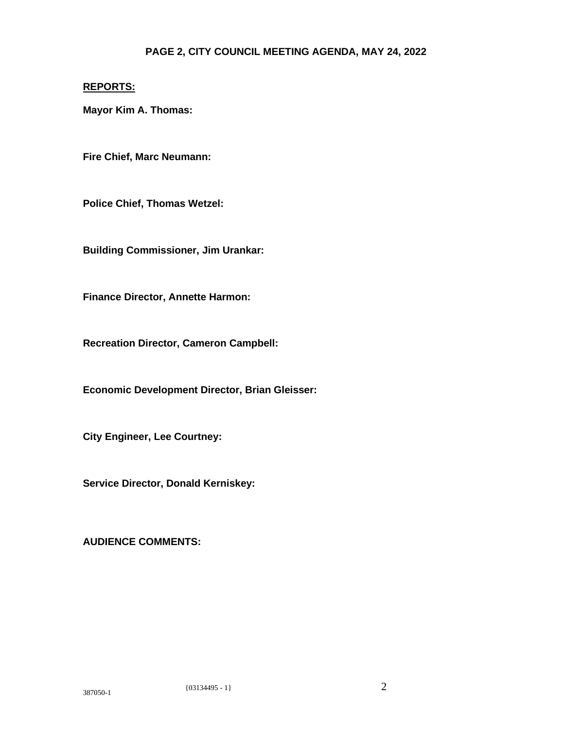## REPORTS:

**Mayor Kim A. Thomas:**

**Fire Chief, Marc Neumann:**

**Police Chief, Thomas Wetzel:**

**Building Commissioner, Jim Urankar:**

**Finance Director, Annette Harmon:**

**Recreation Director, Cameron Campbell:**

**Economic Development Director, Brian Gleisser:**

**City Engineer, Lee Courtney:**

**Service Director, Donald Kerniskey:**

**AUDIENCE COMMENTS:**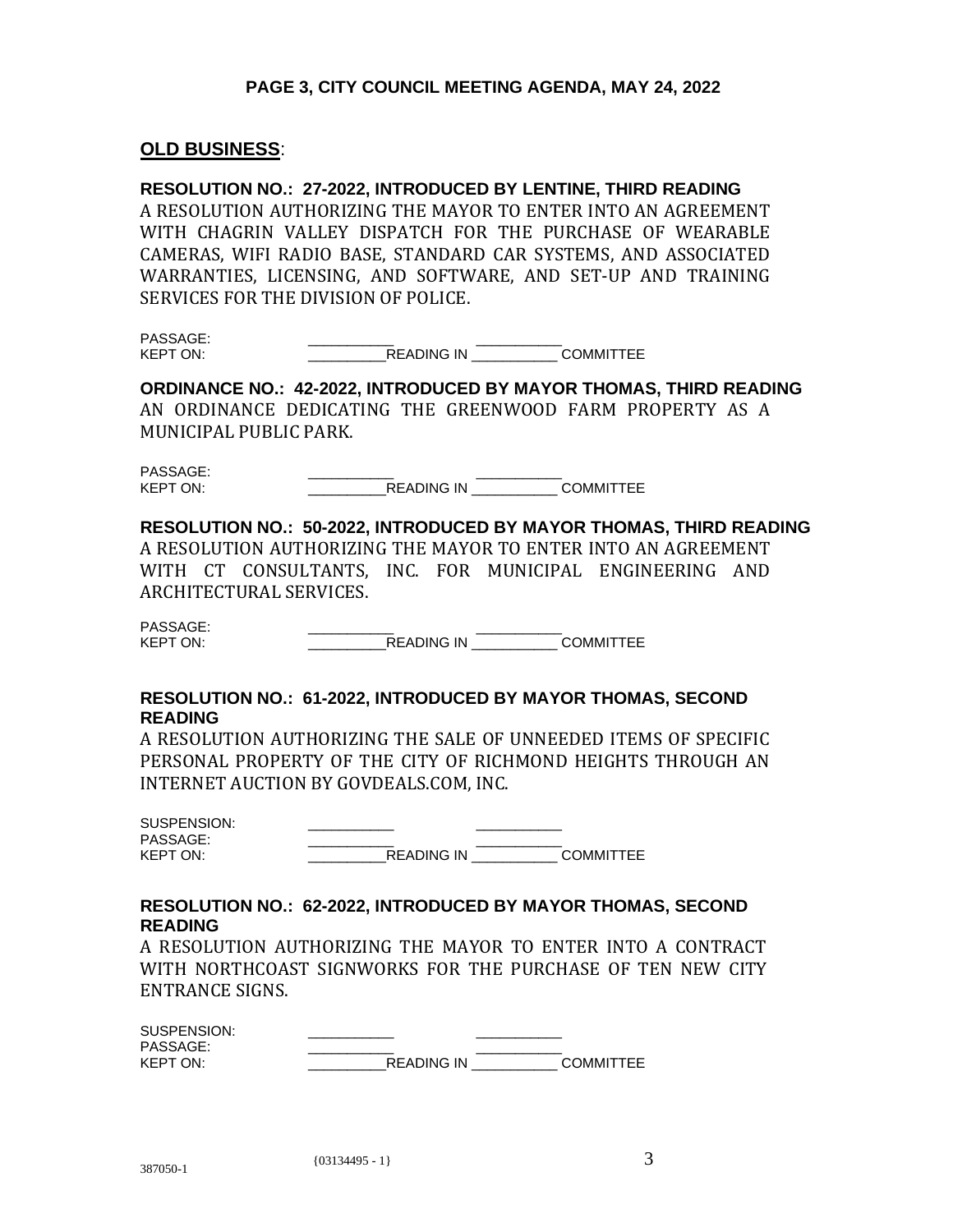## OLD BUSINESS:

**RESOLUTION NO.: 27-2022, INTRODUCED BY LENTINE, THIRD READING**

A RESOLUTION AUTHORIZING THE MAYOR TO ENTER INTO AN AGREEMENT WITH CHAGRIN VALLEY DISPATCH FOR THE PURCHASE OF WEARABLE CAMERAS, WIFI RADIO BASE, STANDARD CAR SYSTEMS, AND ASSOCIATED WARRANTIES, LICENSING, AND SOFTWARE, AND SET-UP AND TRAINING SERVICES FOR THE DIVISION OF POLICE.

PASSAGE: ___________ ___________
KEPT ON: __________READING IN ___________ COMMITTEE

**ORDINANCE NO.: 42-2022, INTRODUCED BY MAYOR THOMAS, THIRD READING**

AN ORDINANCE DEDICATING THE GREENWOOD FARM PROPERTY AS A MUNICIPAL PUBLIC PARK.

PASSAGE: ___________ ___________
KEPT ON: __________READING IN ___________ COMMITTEE

**RESOLUTION NO.: 50-2022, INTRODUCED BY MAYOR THOMAS, THIRD READING**

A RESOLUTION AUTHORIZING THE MAYOR TO ENTER INTO AN AGREEMENT WITH CT CONSULTANTS, INC. FOR MUNICIPAL ENGINEERING AND ARCHITECTURAL SERVICES.

PASSAGE: ___________ ___________
KEPT ON: __________READING IN ___________ COMMITTEE

**RESOLUTION NO.: 61-2022, INTRODUCED BY MAYOR THOMAS, SECOND READING**

A RESOLUTION AUTHORIZING THE SALE OF UNNEEDED ITEMS OF SPECIFIC PERSONAL PROPERTY OF THE CITY OF RICHMOND HEIGHTS THROUGH AN INTERNET AUCTION BY GOVDEALS.COM, INC.

SUSPENSION: ___________ ___________
PASSAGE: ___________ ___________
KEPT ON: __________READING IN ___________ COMMITTEE

**RESOLUTION NO.: 62-2022, INTRODUCED BY MAYOR THOMAS, SECOND READING**

A RESOLUTION AUTHORIZING THE MAYOR TO ENTER INTO A CONTRACT WITH NORTHCOAST SIGNWORKS FOR THE PURCHASE OF TEN NEW CITY ENTRANCE SIGNS.

SUSPENSION: ___________ ___________
PASSAGE: ___________ ___________
KEPT ON: __________READING IN ___________ COMMITTEE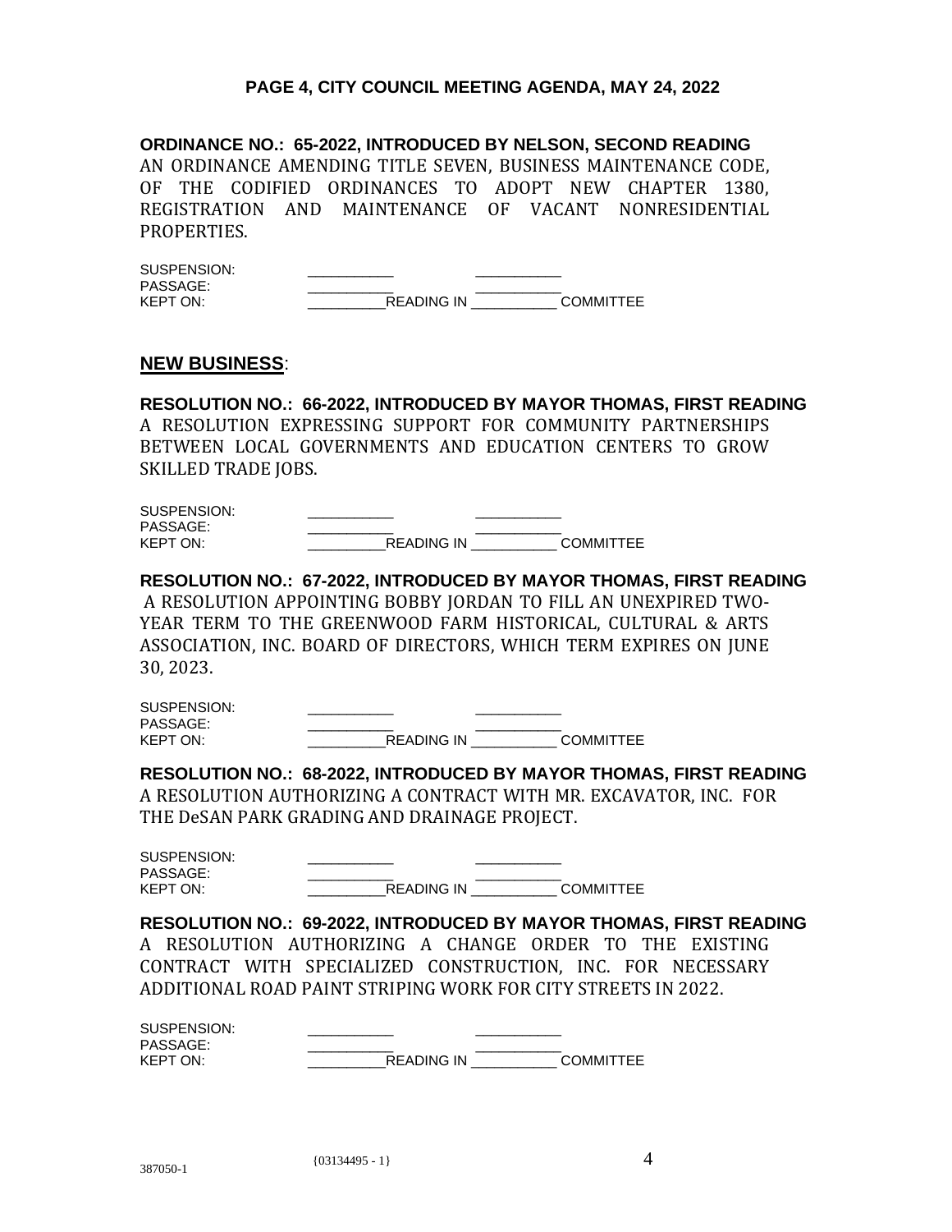**ORDINANCE NO.: 65-2022, INTRODUCED BY NELSON, SECOND READING**
AN ORDINANCE AMENDING TITLE SEVEN, BUSINESS MAINTENANCE CODE, OF THE CODIFIED ORDINANCES TO ADOPT NEW CHAPTER 1380, REGISTRATION AND MAINTENANCE OF VACANT NONRESIDENTIAL PROPERTIES.

SUSPENSION: ___________ ___________
PASSAGE: ___________ ___________
KEPT ON: __________READING IN ___________ COMMITTEE

## NEW BUSINESS:

**RESOLUTION NO.: 66-2022, INTRODUCED BY MAYOR THOMAS, FIRST READING**
A RESOLUTION EXPRESSING SUPPORT FOR COMMUNITY PARTNERSHIPS BETWEEN LOCAL GOVERNMENTS AND EDUCATION CENTERS TO GROW SKILLED TRADE JOBS.

SUSPENSION: ___________ ___________
PASSAGE: ___________ ___________
KEPT ON: __________READING IN ___________ COMMITTEE

**RESOLUTION NO.: 67-2022, INTRODUCED BY MAYOR THOMAS, FIRST READING**
A RESOLUTION APPOINTING BOBBY JORDAN TO FILL AN UNEXPIRED TWO-YEAR TERM TO THE GREENWOOD FARM HISTORICAL, CULTURAL & ARTS ASSOCIATION, INC. BOARD OF DIRECTORS, WHICH TERM EXPIRES ON JUNE 30, 2023.

SUSPENSION: ___________ ___________
PASSAGE: ___________ ___________
KEPT ON: __________READING IN ___________ COMMITTEE

**RESOLUTION NO.: 68-2022, INTRODUCED BY MAYOR THOMAS, FIRST READING**
A RESOLUTION AUTHORIZING A CONTRACT WITH MR. EXCAVATOR, INC. FOR THE DeSAN PARK GRADING AND DRAINAGE PROJECT.

SUSPENSION: ___________ ___________
PASSAGE: ___________ ___________
KEPT ON: __________READING IN ___________ COMMITTEE

**RESOLUTION NO.: 69-2022, INTRODUCED BY MAYOR THOMAS, FIRST READING**
A RESOLUTION AUTHORIZING A CHANGE ORDER TO THE EXISTING CONTRACT WITH SPECIALIZED CONSTRUCTION, INC. FOR NECESSARY ADDITIONAL ROAD PAINT STRIPING WORK FOR CITY STREETS IN 2022.

SUSPENSION: ___________ ___________
PASSAGE: ___________ ___________
KEPT ON: __________READING IN ___________ COMMITTEE

387050-1 {03134495 - 1}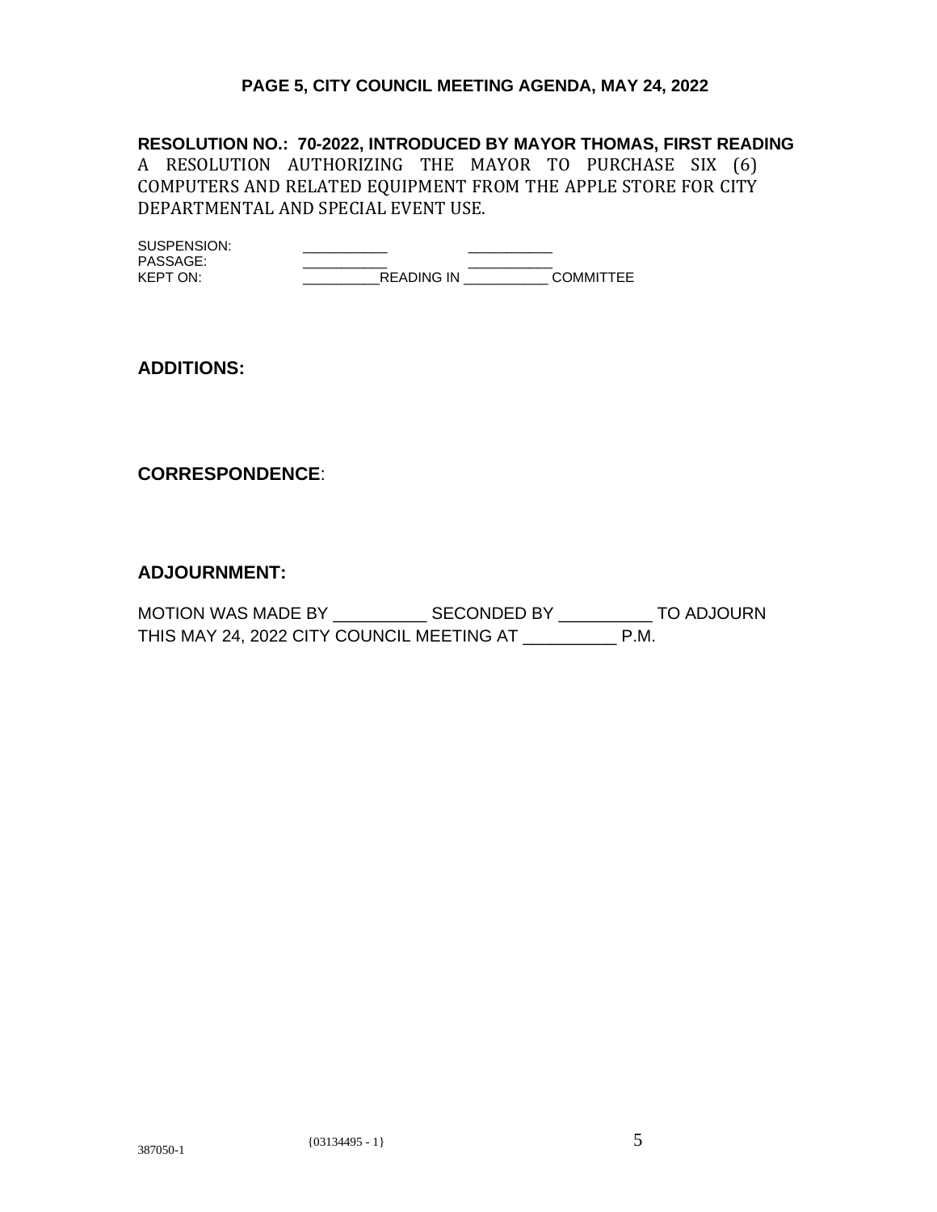**RESOLUTION NO.: 70-2022, INTRODUCED BY MAYOR THOMAS, FIRST READING**
A RESOLUTION AUTHORIZING THE MAYOR TO PURCHASE SIX (6) COMPUTERS AND RELATED EQUIPMENT FROM THE APPLE STORE FOR CITY DEPARTMENTAL AND SPECIAL EVENT USE.

SUSPENSION: \_\_\_\_\_\_\_\_\_\_ \_\_\_\_\_\_\_\_\_\_
PASSAGE: \_\_\_\_\_\_\_\_\_\_ \_\_\_\_\_\_\_\_\_\_
KEPT ON: \_\_\_\_\_\_\_\_\_\_READING IN \_\_\_\_\_\_\_\_\_\_ COMMITTEE

**ADDITIONS:**

**CORRESPONDENCE**:

**ADJOURNMENT:**

MOTION WAS MADE BY \_\_\_\_\_\_\_\_\_\_ SECONDED BY \_\_\_\_\_\_\_\_\_\_ TO ADJOURN THIS MAY 24, 2022 CITY COUNCIL MEETING AT \_\_\_\_\_\_\_\_\_\_ P.M.

387050-1 {03134495 - 1}